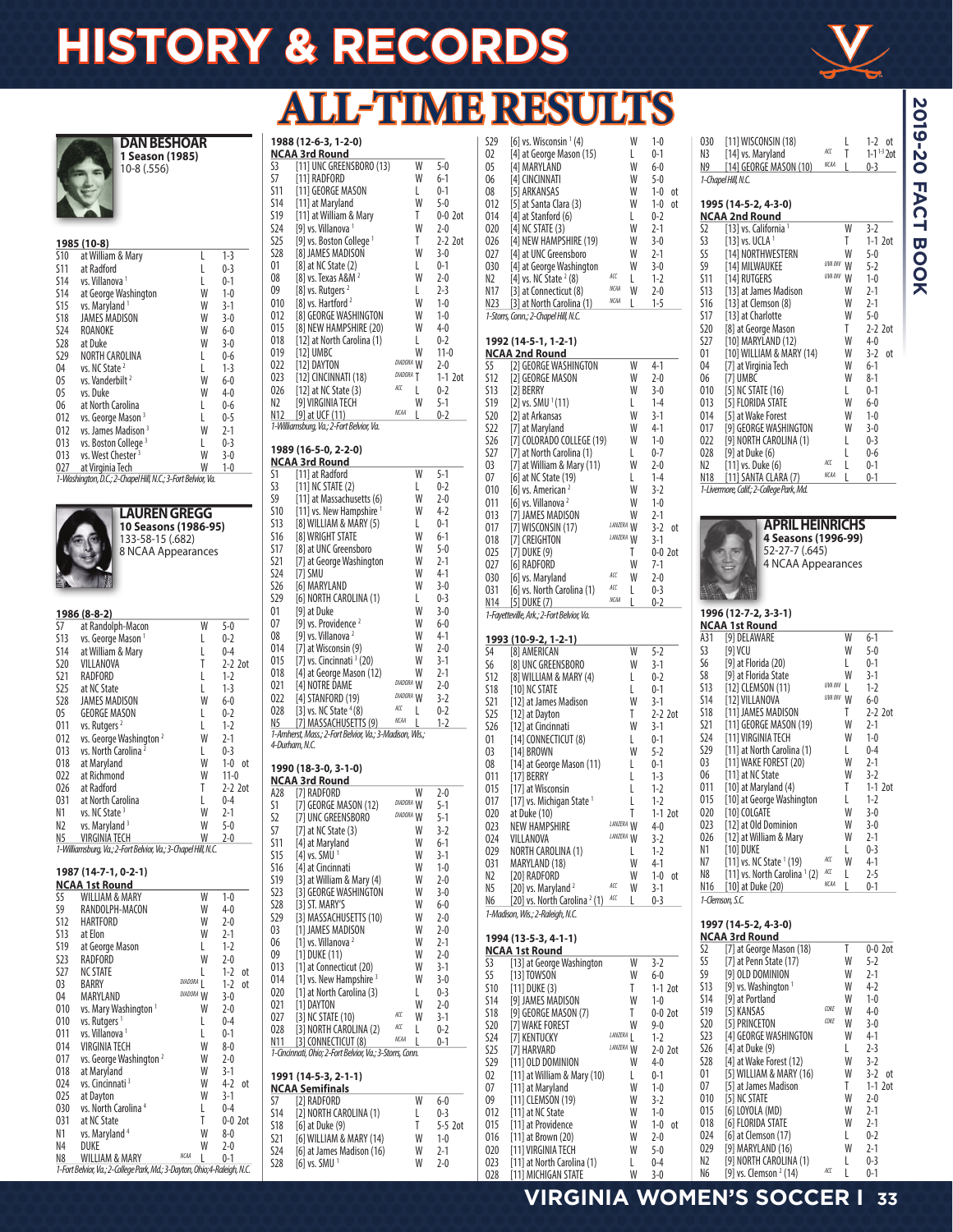# HISTORY & RECORDS

# ALL-TIME RESULTS

## DAN BESHOAR
**1 Season (1985)**
10-8 (.556)

### 1985 (10-8)

| Date | Opponent | Result | Score |
|---|---|---|---|
| S10 | at William & Mary | L | 1-3 |
| S11 | at Radford | L | 0-3 |
| S14 | vs. Villanova [1] | L | 0-1 |
| S14 | at George Washington | W | 1-0 |
| S15 | vs. Maryland [1] | W | 3-1 |
| S18 | JAMES MADISON | W | 3-0 |
| S24 | ROANOKE | W | 6-0 |
| S28 | at Duke | W | 3-0 |
| S29 | NORTH CAROLINA | L | 0-6 |
| O4 | vs. NC State [2] | L | 1-3 |
| O5 | vs. Vanderbilt [2] | W | 6-0 |
| O5 | vs. Duke | W | 4-0 |
| O6 | at North Carolina | L | 0-6 |
| O12 | vs. George Mason [3] | L | 0-5 |
| O12 | vs. James Madison [3] | W | 2-1 |
| O13 | vs. Boston College [3] | L | 0-3 |
| O13 | vs. West Chester [3] | W | 3-0 |
| O27 | at Virginia Tech | W | 1-0 |

1-Washington, D.C.; 2-Chapel Hill, N.C.; 3-Fort Belvior, Va.

## LAUREN GREGG
**10 Seasons (1986-95)**
133-58-15 (.682)
8 NCAA Appearances

### 1986 (8-8-2)

| Date | Opponent | Result | Score |
|---|---|---|---|
| S7 | at Randolph-Macon | W | 5-0 |
| S13 | vs. George Mason [1] | L | 0-2 |
| S14 | at William & Mary | L | 0-4 |
| S20 | VILLANOVA | T | 2-2 2ot |
| S21 | RADFORD | L | 1-2 |
| S25 | at NC State | L | 1-3 |
| S28 | JAMES MADISON | W | 6-0 |
| O5 | GEORGE MASON | L | 0-2 |
| O11 | vs. Rutgers [2] | L | 1-2 |
| O12 | vs. George Washington [2] | W | 2-1 |
| O13 | vs. North Carolina [2] | L | 0-3 |
| O18 | at Maryland | W | 1-0 ot |
| O22 | at Richmond | W | 11-0 |
| O26 | at Radford | T | 2-2 2ot |
| O31 | at North Carolina | L | 0-4 |
| N1 | vs. NC State [3] | W | 2-1 |
| N2 | vs. Maryland [3] | W | 5-0 |
| N5 | VIRGINIA TECH | W | 2-0 |

1-Williamsburg, Va.; 2-Fort Belvior, Va.; 3-Chapel Hill, N.C.

### 1987 (14-7-1, 0-2-1)
**NCAA 1st Round**

| Date | Opponent | Note | Result | Score |
|---|---|---|---|---|
| S5 | WILLIAM & MARY | | W | 1-0 |
| S9 | RANDOLPH-MACON | | W | 4-0 |
| S12 | HARTFORD | | W | 2-0 |
| S13 | at Elon | | W | 2-1 |
| S19 | at George Mason | | L | 1-2 |
| S23 | RADFORD | | W | 2-0 |
| S27 | NC STATE | | L | 1-2 ot |
| O3 | BARRY | DIADORA | L | 1-2 ot |
| O4 | MARYLAND | DIADORA | W | 3-0 |
| O10 | vs. Mary Washington [1] | | W | 2-0 |
| O10 | vs. Rutgers [1] | | L | 0-4 |
| O11 | vs. Villanova [1] | | L | 0-1 |
| O14 | VIRGINIA TECH | | W | 8-0 |
| O17 | vs. George Washington [2] | | W | 2-0 |
| O18 | at Maryland | | W | 3-1 |
| O24 | vs. Cincinnati [3] | | W | 4-2 ot |
| O25 | at Dayton | | W | 3-1 |
| O30 | vs. North Carolina [4] | | L | 0-4 |
| O31 | at NC State | | T | 0-0 2ot |
| N1 | vs. Maryland [4] | | W | 8-0 |
| N4 | DUKE | | W | 2-0 |
| N8 | WILLIAM & MARY | NCAA | L | 0-1 |

1-Fort Belvior, Va.; 2-College Park, Md.; 3-Dayton, Ohio;4-Raleigh, N.C.

### 1988 (12-6-3, 1-2-0)
**NCAA 3rd Round**

| Date | Opponent | Note | Result | Score |
|---|---|---|---|---|
| S3 | [11] UNC GREENSBORO (13) | | W | 5-0 |
| S7 | [11] RADFORD | | W | 6-1 |
| S11 | [11] GEORGE MASON | | L | 0-1 |
| S14 | [11] at Maryland | | W | 5-0 |
| S19 | [11] at William & Mary | | T | 0-0 2ot |
| S24 | [9] vs. Villanova [1] | | W | 2-0 |
| S25 | [9] vs. Boston College [1] | | T | 2-2 2ot |
| S28 | [8] JAMES MADISON | | W | 3-0 |
| O1 | [8] at NC State (2) | | L | 0-1 |
| O8 | [8] vs. Texas A&M [2] | | W | 2-0 |
| O9 | [8] vs. Rutgers [2] | | L | 2-3 |
| O10 | [8] vs. Hartford [2] | | W | 1-0 |
| O12 | [8] GEORGE WASHINGTON | | W | 1-0 |
| O15 | [8] NEW HAMPSHIRE (20) | | W | 4-0 |
| O18 | [12] at North Carolina (1) | | L | 0-2 |
| O19 | [12] UMBC | | W | 11-0 |
| O22 | [12] DAYTON | DIADORA | W | 2-0 |
| O23 | [12] CINCINNATI (18) | DIADORA | T | 1-1 2ot |
| O26 | [12] at NC State (3) | ACC | L | 0-2 |
| N2 | [9] VIRGINIA TECH | | W | 5-1 |
| N12 | [9] at UCF (11) | NCAA | L | 0-2 |

1-Williamsburg, Va.; 2-Fort Belvior, Va.

### 1989 (16-5-0, 2-2-0)
**NCAA 3rd Round**

| Date | Opponent | Note | Result | Score |
|---|---|---|---|---|
| S1 | [11] at Radford | | W | 5-1 |
| S3 | [11] NC STATE (2) | | L | 0-2 |
| S9 | [11] at Massachusetts (6) | | W | 2-0 |
| S10 | [11] vs. New Hampshire [1] | | W | 4-2 |
| S13 | [8] WILLIAM & MARY (5) | | L | 0-1 |
| S16 | [8] WRIGHT STATE | | W | 6-1 |
| S17 | [8] at UNC Greensboro | | W | 5-0 |
| S21 | [7] at George Washington | | W | 2-1 |
| S24 | [7] SMU | | W | 4-1 |
| S26 | [6] MARYLAND | | W | 3-0 |
| S29 | [6] NORTH CAROLINA (1) | | L | 0-3 |
| O1 | [9] at Duke | | W | 3-0 |
| O7 | [9] vs. Providence [2] | | W | 6-0 |
| O8 | [9] vs. Villanova [2] | | W | 4-1 |
| O14 | [7] at Wisconsin (9) | | W | 2-0 |
| O15 | [7] vs. Cincinnati [3] (20) | | W | 3-1 |
| O18 | [4] at George Mason (12) | | W | 2-1 |
| O21 | [4] NOTRE DAME | DIADORA | W | 2-0 |
| O22 | [4] STANFORD (19) | DIADORA | W | 3-2 |
| O28 | [3] vs. NC State [4] (8) | ACC | L | 0-2 |
| N5 | [7] MASSACHUSETTS (9) | NCAA | L | 1-2 |

1-Amherst, Mass.; 2-Fort Belvior, Va.; 3-Madison, Wis.; 4-Durham, N.C.

### 1990 (18-3-0, 3-1-0)
**NCAA 3rd Round**

| Date | Opponent | Note | Result | Score |
|---|---|---|---|---|
| A28 | [7] RADFORD | | W | 2-0 |
| S1 | [7] GEORGE MASON (12) | DIADORA | W | 5-1 |
| S2 | [7] UNC GREENSBORO | DIADORA | W | 5-1 |
| S7 | [7] at NC State (3) | | W | 3-2 |
| S11 | [4] at Maryland | | W | 6-1 |
| S15 | [4] vs. SMU [1] | | W | 3-1 |
| S16 | [4] at Cincinati | | W | 1-0 |
| S19 | [3] at William & Mary (4) | | W | 2-0 |
| S23 | [3] GEORGE WASHINGTON | | W | 3-0 |
| S28 | [3] ST. MARY'S | | W | 6-0 |
| S29 | [3] MASSACHUSETTS (10) | | W | 2-0 |
| O3 | [1] JAMES MADISON | | W | 2-0 |
| O6 | [1] vs. Villanova [2] | | W | 2-1 |
| O9 | [1] DUKE (11) | | W | 2-0 |
| O13 | [1] at Connecticut (20) | | W | 3-1 |
| O14 | [1] vs. New Hampshire [3] | | W | 3-0 |
| O20 | [1] at North Carolina (3) | | L | 0-3 |
| O21 | [1] DAYTON | | W | 2-0 |
| O27 | [3] NC STATE (10) | ACC | W | 3-1 |
| O28 | [3] NORTH CAROLINA (2) | ACC | L | 0-2 |
| N11 | [3] CONNECTICUT (8) | NCAA | L | 0-1 |

1-Cincinnati, Ohio; 2-Fort Belvior, Va.; 3-Storrs, Conn.

### 1991 (14-5-3, 2-1-1)
**NCAA Semifinals**

| Date | Opponent | Note | Result | Score |
|---|---|---|---|---|
| S7 | [2] RADFORD | | W | 6-0 |
| S14 | [2] NORTH CAROLINA (1) | | L | 0-3 |
| S18 | [6] at Duke (9) | | T | 5-5 2ot |
| S21 | [6] WILLIAM & MARY (14) | | W | 1-0 |
| S24 | [6] at James Madison (16) | | W | 2-1 |
| S28 | [6] vs. SMU [1] | | W | 2-0 |
| S29 | [6] vs. Wisconsin [1] (4) | | W | 1-0 |
| O2 | [4] at George Mason (15) | | L | 0-1 |
| O5 | [4] MARYLAND | | W | 6-0 |
| O6 | [4] CINCINNATI | | W | 5-0 |
| O8 | [5] ARKANSAS | | W | 1-0 ot |
| O12 | [5] at Santa Clara (3) | | W | 1-0 ot |
| O14 | [4] at Stanford (6) | | L | 0-2 |
| O20 | [4] NC STATE (3) | | W | 2-1 |
| O26 | [4] NEW HAMPSHIRE (19) | | W | 3-0 |
| O27 | [4] at UNC Greensboro | | W | 2-1 |
| O30 | [4] at George Washington | | W | 3-0 |
| N2 | [4] vs. NC State [2] (8) | ACC | L | 1-2 |
| N17 | [3] at Connecticut (8) | NCAA | W | 2-0 |
| N23 | [3] at North Carolina (1) | NCAA | L | 1-5 |

1-Storrs, Conn.; 2-Chapel Hill, N.C.

### 1992 (14-5-1, 1-2-1)
**NCAA 2nd Round**

| Date | Opponent | Note | Result | Score |
|---|---|---|---|---|
| S5 | [2] GEORGE WASHINGTON | | W | 4-1 |
| S12 | [2] GEORGE MASON | | W | 2-0 |
| S13 | [2] BERRY | | W | 3-0 |
| S19 | [2] vs. SMU [1] (11) | | L | 1-4 |
| S20 | [2] at Arkansas | | W | 3-1 |
| S22 | [7] at Maryland | | W | 4-1 |
| S26 | [7] COLORADO COLLEGE (19) | | W | 1-0 |
| S27 | [7] at North Carolina (1) | | L | 0-7 |
| O3 | [7] at William & Mary (11) | | W | 2-0 |
| O7 | [6] at NC State (19) | | L | 1-4 |
| O10 | [6] vs. American [2] | | W | 3-2 |
| O11 | [6] vs. Villanova [2] | | W | 1-0 |
| O13 | [7] JAMES MADISON | | W | 2-1 |
| O17 | [7] WISCONSIN (17) | LANZERA | W | 3-2 ot |
| O18 | [7] CREIGHTON | LANZERA | W | 3-1 |
| O25 | [7] DUKE (9) | | T | 0-0 2ot |
| O27 | [6] RADFORD | | W | 7-1 |
| O30 | [6] vs. Maryland | ACC | W | 2-0 |
| O31 | [6] vs. North Carolina (1) | ACC | L | 0-3 |
| N14 | [5] DUKE (7) | NCAA | L | 0-2 |

1-Fayetteville, Ark.; 2-Fort Belvior, Va.

### 1993 (10-9-2, 1-2-1)

| Date | Opponent | Note | Result | Score |
|---|---|---|---|---|
| S4 | [8] AMERICAN | | W | 5-2 |
| S6 | [8] UNC GREENSBORO | | W | 3-1 |
| S12 | [8] WILLIAM & MARY (4) | | L | 0-2 |
| S18 | [10] NC STATE | | L | 0-1 |
| S21 | [12] at James Madison | | W | 3-1 |
| S25 | [12] at Dayton | | T | 2-2 2ot |
| S26 | [12] at Cincinati | | W | 3-1 |
| O1 | [14] CONNECTICUT (8) | | L | 0-1 |
| O3 | [14] BROWN | | W | 5-2 |
| O8 | [14] at George Mason (11) | | L | 0-1 |
| O11 | [17] BERRY | | L | 1-3 |
| O15 | [17] at Wisconsin | | L | 1-2 |
| O17 | [17] vs. Michigan State [1] | | L | 1-2 |
| O20 | at Duke (10) | | T | 1-1 2ot |
| O23 | NEW HAMPSHIRE | LANZERA | W | 4-0 |
| O24 | VILLANOVA | LANZERA | W | 3-2 |
| O29 | NORTH CAROLINA (1) | | L | 1-2 |
| O31 | MARYLAND (18) | | W | 4-1 |
| N2 | [20] RADFORD | | W | 1-0 ot |
| N5 | [20] vs. Maryland [2] | ACC | W | 3-1 |
| N6 | [20] vs. North Carolina [2] (1) | ACC | L | 0-3 |

1-Madison, Wis.; 2-Raleigh, N.C.

### 1994 (13-5-3, 4-1-1)
**NCAA 1st Round**

| Date | Opponent | Note | Result | Score |
|---|---|---|---|---|
| S3 | [13] at George Washington | | W | 3-2 |
| S5 | [13] TOWSON | | W | 6-0 |
| S10 | [11] DUKE (3) | | T | 1-1 2ot |
| S14 | [9] JAMES MADISON | | W | 1-0 |
| S18 | [9] GEORGE MASON (7) | | T | 0-0 2ot |
| S20 | [7] WAKE FOREST | | W | 9-0 |
| S24 | [7] KENTUCKY | LANZERA | L | 1-2 |
| S25 | [7] HARVARD | LANZERA | W | 2-0 2ot |
| S29 | [11] OLD DOMINION | | W | 4-0 |
| O2 | [11] at William & Mary (10) | | L | 0-1 |
| O7 | [11] at Maryland | | W | 1-0 |
| O9 | [11] CLEMSON (19) | | W | 3-2 |
| O12 | [11] at NC State | | W | 1-0 |
| O15 | [11] at Providence | | W | 1-0 ot |
| O16 | [11] at Brown (20) | | W | 2-0 |
| O20 | [11] VIRGINIA TECH | | W | 5-0 |
| O23 | [11] at North Carolina (1) | | L | 0-4 |
| O28 | [11] MICHIGAN STATE | | W | 3-0 |
| O30 | [11] WISCONSIN (18) | | L | 1-2 ot |
| N3 | [14] vs. Maryland | ACC | T | 1-1 [1-3] 2ot |
| N9 | [14] GEORGE MASON (10) | NCAA | L | 0-3 |

1-Chapel Hill, N.C.

### 1995 (14-5-2, 4-3-0)
**NCAA 2nd Round**

| Date | Opponent | Note | Result | Score |
|---|---|---|---|---|
| S2 | [13] vs. California [1] | | W | 3-2 |
| S3 | [13] vs. UCLA [1] | | T | 1-1 2ot |
| S5 | [14] NORTHWESTERN | | W | 5-0 |
| S9 | [14] MILWAUKEE | UVA INV | W | 5-2 |
| S11 | [14] RUTGERS | UVA INV | W | 1-0 |
| S13 | [13] at James Madison | | W | 2-1 |
| S16 | [13] at Clemson (8) | | W | 2-1 |
| S17 | [13] at Charlotte | | W | 5-0 |
| S20 | [8] at George Mason | | T | 2-2 2ot |
| S27 | [10] MARYLAND (12) | | W | 4-0 |
| O1 | [10] WILLIAM & MARY (14) | | W | 3-2 ot |
| O4 | [7] at Virginia Tech | | W | 6-1 |
| O6 | [7] UMBC | | W | 8-1 |
| O10 | [5] NC STATE (16) | | L | 0-1 |
| O13 | [5] FLORIDA STATE | | W | 6-0 |
| O15 | [5] at Wake Forest | | W | 1-0 |
| O17 | [9] GEORGE WASHINGTON | | W | 3-0 |
| O22 | [9] NORTH CAROLINA (1) | | L | 0-3 |
| O28 | [9] at Duke (6) | | L | 0-6 |
| N2 | [11] vs. Duke (6) | ACC | L | 0-1 |
| N18 | [11] SANTA CLARA (7) | NCAA | L | 0-1 |

1-Livermore, Calif.; 2-College Park, Md.

## APRIL HEINRICHS
**4 Seasons (1996-99)**
52-27-7 (.645)
4 NCAA Appearances

### 1996 (12-7-2, 3-3-1)
**NCAA 1st Round**

| Date | Opponent | Note | Result | Score |
|---|---|---|---|---|
| A31 | [9] DELAWARE | | W | 6-1 |
| S3 | [9] VCU | | W | 5-0 |
| S6 | [9] at Florida (20) | | L | 0-1 |
| S8 | [9] at Florida State | | W | 3-1 |
| S13 | [12] CLEMSON (11) | UVA INV | L | 1-2 |
| S14 | [12] VILLANOVA | UVA INV | W | 6-0 |
| S18 | [11] JAMES MADISON | | T | 2-2 2ot |
| S21 | [11] GEORGE MASON (19) | | W | 2-1 |
| S24 | [11] VIRGINIA TECH | | W | 1-0 |
| S29 | [11] at North Carolina (1) | | L | 0-4 |
| O3 | [11] WAKE FOREST (20) | | W | 2-1 |
| O6 | [11] at NC State | | W | 3-2 |
| O11 | [10] at Maryland (4) | | T | 1-1 2ot |
| O15 | [10] at George Washington | | L | 1-2 |
| O20 | [10] COLGATE | | W | 3-0 |
| O23 | [12] at Old Dominion | | W | 3-0 |
| O26 | [12] at William & Mary | | W | 2-1 |
| N1 | [10] DUKE | | L | 0-3 |
| N7 | [11] vs. NC State [1] (19) | ACC | W | 4-1 |
| N8 | [11] vs. North Carolina [1] (2) | ACC | L | 2-5 |
| N16 | [10] at Duke (20) | NCAA | L | 0-1 |

1-Clemson, S.C.

### 1997 (14-5-2, 4-3-0)
**NCAA 3rd Round**

| Date | Opponent | Note | Result | Score |
|---|---|---|---|---|
| S2 | [7] at George Mason (18) | | T | 0-0 2ot |
| S5 | [7] at Penn State (17) | | W | 5-2 |
| S9 | [9] OLD DOMINION | | W | 2-1 |
| S13 | [9] vs. Washington [1] | | W | 4-2 |
| S14 | [9] at Portland | | W | 1-0 |
| S19 | [5] KANSAS | COKE | W | 4-0 |
| S20 | [5] PRINCETON | COKE | W | 3-0 |
| S23 | [4] GEORGE WASHINGTON | | W | 4-1 |
| S26 | [4] at Duke (9) | | L | 2-3 |
| S28 | [4] at Wake Forest (12) | | W | 3-2 |
| O1 | [5] WILLIAM & MARY (16) | | W | 3-2 ot |
| O7 | [5] at James Madison | | T | 1-1 2ot |
| O10 | [5] NC STATE | | W | 2-0 |
| O15 | [6] LOYOLA (MD) | | W | 2-1 |
| O18 | [6] FLORIDA STATE | | W | 2-1 |
| O24 | [6] at Clemson (17) | | L | 0-2 |
| O29 | [9] MARYLAND (16) | | W | 2-1 |
| N2 | [9] NORTH CAROLINA (1) | | L | 0-3 |
| N6 | [9] vs. Clemson [2] (14) | ACC | L | 0-1 |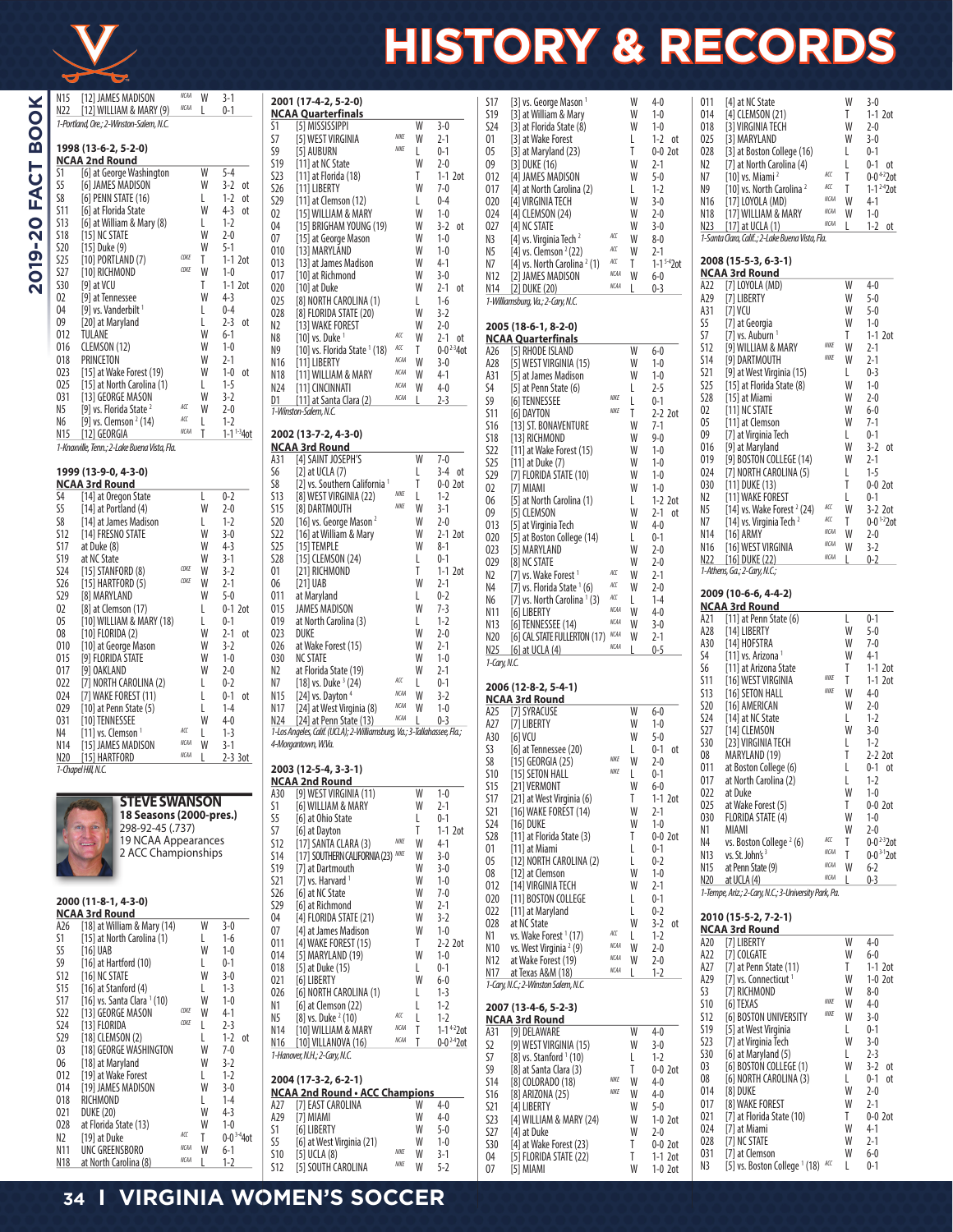# HISTORY & RECORDS

| Date | Opponent | | Result | Score |
|---|---|---|---|---|
| N15 | [12] JAMES MADISON | NCAA | W | 3-1 |
| N22 | [12] WILLIAM & MARY (9) | NCAA | L | 0-1 |

*1-Portland, Ore.; 2-Winston-Salem, N.C.*

### 1998 (13-6-2, 5-2-0)
**NCAA 2nd Round**

| Date | Opponent | | Result | Score |
|---|---|---|---|---|
| S1 | [6] at George Washington | | W | 5-4 |
| S5 | [6] JAMES MADISON | | W | 3-2 ot |
| S8 | [6] PENN STATE (16) | | L | 1-2 ot |
| S11 | [6] at Florida State | | W | 4-3 ot |
| S13 | [6] at William & Mary (8) | | L | 1-2 |
| S18 | [15] NC STATE | | W | 2-0 |
| S20 | [15] Duke (9) | | W | 5-1 |
| S25 | [10] PORTLAND (7) | COKE | T | 1-1 2ot |
| S27 | [10] RICHMOND | COKE | W | 1-0 |
| S30 | [9] at VCU | | T | 1-1 2ot |
| O2 | [9] at Tennessee | | W | 4-3 |
| O4 | [9] vs. Vanderbilt [1] | | L | 0-4 |
| O9 | [20] at Maryland | | L | 2-3 ot |
| O12 | TULANE | | W | 6-1 |
| O16 | CLEMSON (12) | | W | 1-0 |
| O18 | PRINCETON | | W | 2-1 |
| O23 | [15] at Wake Forest (19) | | W | 1-0 ot |
| O25 | [15] at North Carolina (1) | | L | 1-5 |
| O31 | [13] GEORGE MASON | | W | 3-2 |
| N5 | [9] vs. Florida State [2] | ACC | W | 2-0 |
| N6 | [9] vs. Clemson [2] (14) | ACC | L | 1-2 |
| N15 | [12] GEORGIA | NCAA | T | 1-1 [1-3] 4ot |

*1-Knoxville, Tenn.; 2-Lake Buena Vista, Fla.*

### 1999 (13-9-0, 4-3-0)
**NCAA 3rd Round**

| Date | Opponent | | Result | Score |
|---|---|---|---|---|
| S4 | [14] at Oregon State | | L | 0-2 |
| S5 | [14] at Portland (4) | | W | 2-0 |
| S8 | [14] at James Madison | | L | 1-2 |
| S12 | [14] FRESNO STATE | | W | 3-0 |
| S17 | at Duke (8) | | W | 4-3 |
| S19 | at NC State | | W | 3-1 |
| S24 | [15] STANFORD (8) | COKE | W | 3-2 |
| S26 | [15] HARTFORD (5) | COKE | W | 2-1 |
| S29 | [8] MARYLAND | | W | 5-0 |
| O2 | [8] at Clemson (17) | | L | 0-1 2ot |
| O5 | [10] WILLIAM & MARY (18) | | L | 0-1 |
| O8 | [10] FLORIDA (2) | | W | 2-1 ot |
| O10 | [10] at George Mason | | W | 3-2 |
| O15 | [9] FLORIDA STATE | | W | 1-0 |
| O17 | [9] OAKLAND | | W | 2-0 |
| O22 | [7] NORTH CAROLINA (2) | | L | 0-2 |
| O24 | [7] WAKE FOREST (11) | | L | 0-1 ot |
| O29 | [10] at Penn State (5) | | L | 1-4 |
| O31 | [10] TENNESSEE | | W | 4-0 |
| N4 | [11] vs. Clemson [1] | ACC | L | 1-3 |
| N14 | [15] JAMES MADISON | NCAA | W | 3-1 |
| N20 | [15] HARTFORD | NCAA | L | 2-3 3ot |

*1-Chapel Hill, N.C.*

**STEVE SWANSON**
18 Seasons (2000-pres.)
298-92-45 (.737)
19 NCAA Appearances
2 ACC Championships

### 2000 (11-8-1, 4-3-0)
**NCAA 3rd Round**

| Date | Opponent | | Result | Score |
|---|---|---|---|---|
| A26 | [18] at William & Mary (14) | | W | 3-0 |
| S1 | [15] at North Carolina (1) | | L | 1-6 |
| S5 | [16] UAB | | W | 1-0 |
| S9 | [16] at Hartford (10) | | L | 0-1 |
| S12 | [16] NC STATE | | W | 3-0 |
| S15 | [16] at Stanford (4) | | L | 1-3 |
| S17 | [16] vs. Santa Clara [1] (10) | | W | 1-0 |
| S22 | [13] GEORGE MASON | COKE | W | 4-1 |
| S24 | [13] FLORIDA | COKE | L | 2-3 |
| S29 | [18] CLEMSON (2) | | L | 1-2 ot |
| O3 | [18] GEORGE WASHINGTON | | W | 7-0 |
| O6 | [18] at Maryland | | W | 3-2 |
| O12 | [19] at Wake Forest | | L | 1-2 |
| O14 | [19] JAMES MADISON | | W | 3-0 |
| O18 | RICHMOND | | L | 1-4 |
| O21 | DUKE (20) | | W | 4-3 |
| O28 | at Florida State (13) | | W | 1-0 |
| N2 | [19] at Duke | ACC | T | 0-0 [3-4] 4ot |
| N11 | UNC GREENSBORO | NCAA | W | 6-1 |
| N18 | at North Carolina (8) | NCAA | L | 1-2 |

### 2001 (17-4-2, 5-2-0)
**NCAA Quarterfinals**

| Date | Opponent | | Result | Score |
|---|---|---|---|---|
| S1 | [5] MISSISSIPPI | | W | 3-0 |
| S7 | [5] WEST VIRGINIA | NIKE | W | 2-1 |
| S9 | [5] AUBURN | NIKE | L | 0-1 |
| S19 | [11] at NC State | | W | 2-0 |
| S23 | [11] at Florida (18) | | T | 1-1 2ot |
| S26 | [11] LIBERTY | | W | 7-0 |
| S29 | [11] at Clemson (12) | | L | 0-4 |
| O2 | [15] WILLIAM & MARY | | W | 1-0 |
| O4 | [15] BRIGHAM YOUNG (19) | | W | 3-2 ot |
| O7 | [15] at George Mason | | W | 1-0 |
| O10 | [13] MARYLAND | | W | 1-0 |
| O13 | [13] at James Madison | | W | 4-1 |
| O17 | [10] at Richmond | | W | 3-0 |
| O20 | [10] at Duke | | W | 2-1 ot |
| O25 | [8] NORTH CAROLINA (1) | | L | 1-6 |
| O28 | [8] FLORIDA STATE (20) | | W | 3-2 |
| N2 | [13] WAKE FOREST | | W | 2-0 |
| N8 | [10] vs. Duke [1] | ACC | W | 2-1 ot |
| N9 | [10] vs. Florida State [1] (18) | ACC | T | 0-0 [2-3] 4ot |
| N16 | [11] LIBERTY | NCAA | W | 3-0 |
| N18 | [11] WILLIAM & MARY | NCAA | W | 4-1 |
| N24 | [11] CINCINNATI | NCAA | W | 4-0 |
| D1 | [11] at Santa Clara (2) | NCAA | L | 2-3 |

*1-Winston-Salem, N.C.*

### 2002 (13-7-2, 4-3-0)
**NCAA 3rd Round**

| Date | Opponent | | Result | Score |
|---|---|---|---|---|
| A31 | [4] SAINT JOSEPH'S | | W | 7-0 |
| S6 | [2] at UCLA (7) | | L | 3-4 ot |
| S8 | [2] vs. Southern California [1] | | T | 0-0 2ot |
| S13 | [8] WEST VIRGINIA (22) | NIKE | L | 1-2 |
| S15 | [8] DARTMOUTH | NIKE | W | 3-1 |
| S20 | [16] vs. George Mason [2] | | W | 2-0 |
| S22 | [16] at William & Mary | | W | 2-1 2ot |
| S25 | [15] TEMPLE | | W | 8-1 |
| S28 | [15] CLEMSON (24) | | W | 2-1 |
| O1 | [21] RICHMOND | | T | 1-1 2ot |
| O6 | [21] UAB | | W | 2-1 |
| O11 | at Maryland | | L | 0-2 |
| O15 | JAMES MADISON | | W | 7-3 |
| O19 | at North Carolina (3) | | L | 1-2 |
| O23 | DUKE | | W | 2-0 |
| O26 | at Wake Forest (15) | | W | 2-1 |
| O30 | NC STATE | | W | 1-0 |
| N2 | at Florida State (19) | | W | 2-1 |
| N7 | [18] vs. Duke [3] (24) | ACC | L | 0-1 |
| N15 | [24] vs. Dayton [4] | NCAA | W | 3-2 |
| N17 | [24] at West Virginia (8) | NCAA | W | 1-0 |
| N24 | [21] at Penn State (13) | NCAA | L | 0-3 |

*1-Los Angeles, Calif. (UCLA); 2-Williamsburg, Va.; 3-Tallahassee, Fla.; 4-Morgantown, W.Va.*

### 2003 (12-5-4, 3-3-1)
**NCAA 2nd Round**

| Date | Opponent | | Result | Score |
|---|---|---|---|---|
| A30 | [9] WEST VIRGINIA (11) | | W | 1-0 |
| S1 | [6] WILLIAM & MARY | | W | 3-0 |
| S5 | [6] at Ohio State | | L | 0-1 |
| S7 | [6] at Dayton | | T | 1-1 2ot |
| S12 | [17] SANTA CLARA (3) | NIKE | W | 4-1 |
| S14 | [17] SOUTHERN CALIFORNIA (23) | NIKE | W | 3-0 |
| S19 | [7] at Dartmouth | | W | 3-0 |
| S21 | [7] vs. Harvard [1] | | W | 1-0 |
| S26 | [6] at NC State | | W | 7-0 |
| S29 | [6] at Richmond | | W | 2-1 |
| O4 | [4] FLORIDA STATE (21) | | W | 3-2 |
| O7 | [4] at James Madison | | W | 1-0 |
| O11 | [4] WAKE FOREST (15) | | T | 2-2 2ot |
| O14 | [5] MARYLAND (19) | | W | 1-0 |
| O18 | [5] at Duke (15) | | L | 0-1 |
| O21 | [6] LIBERTY | | W | 6-0 |
| O26 | [6] NORTH CAROLINA (1) | | L | 1-3 |
| N1 | [6] at Clemson (22) | | L | 1-2 |
| N5 | [8] vs. Duke [2] (10) | ACC | L | 1-2 |
| N14 | [10] WILLIAM & MARY | NCAA | T | 1-1 [4-2] 2ot |
| N16 | [10] VILLANOVA (16) | NCAA | T | 0-0 [2-4] 2ot |

*1-Hanover, N.H.; 2-Cary, N.C.*

### 2004 (17-3-2, 6-2-1)
**NCAA 2nd Round • ACC Champions**

| Date | Opponent | | Result | Score |
|---|---|---|---|---|
| A27 | [7] EAST CAROLINA | | W | 4-0 |
| A29 | [7] MIAMI | | W | 4-0 |
| S1 | [6] LIBERTY | | W | 5-0 |
| S5 | [6] at West Virginia (21) | | W | 1-0 |
| S10 | [5] UCLA (8) | NIKE | W | 3-1 |
| S12 | [5] SOUTH CAROLINA | NIKE | W | 5-2 |
| S17 | [3] vs. George Mason [1] | | W | 4-0 |
| S19 | [3] at William & Mary | | W | 1-0 |
| S24 | [3] at Florida State (8) | | W | 1-0 |
| O1 | [3] at Wake Forest | | T | 1-2 ot |
| O5 | [3] at Maryland (23) | | T | 0-0 2ot |
| O9 | [3] DUKE (16) | | W | 2-1 |
| O12 | [4] JAMES MADISON | | W | 5-0 |
| O17 | [4] at North Carolina (2) | | L | 1-2 |
| O20 | [4] VIRGINIA TECH | | W | 3-0 |
| O24 | [4] CLEMSON (24) | | W | 2-0 |
| O27 | [4] NC STATE | | W | 3-0 |
| N3 | [4] vs. Virginia Tech [2] | ACC | W | 8-0 |
| N5 | [4] vs. Clemson [2] (22) | ACC | W | 2-1 |
| N7 | [4] vs. North Carolina [2] (1) | ACC | T | 1-1 [5-4] 2ot |
| N12 | [2] JAMES MADISON | NCAA | W | 6-0 |
| N14 | [2] DUKE (20) | NCAA | L | 0-3 |

*1-Williamsburg, Va.; 2-Cary, N.C.*

### 2005 (18-6-1, 8-2-0)
**NCAA Quarterfinals**

| Date | Opponent | | Result | Score |
|---|---|---|---|---|
| A26 | [5] RHODE ISLAND | | W | 6-0 |
| A28 | [5] WEST VIRGINIA (15) | | W | 1-0 |
| A31 | [5] at James Madison | | W | 1-0 |
| S4 | [5] at Penn State (6) | | L | 2-5 |
| S9 | [6] TENNESSEE | NIKE | L | 0-1 |
| S11 | [6] DAYTON | NIKE | T | 2-2 2ot |
| S16 | [13] ST. BONAVENTURE | | W | 7-1 |
| S18 | [13] RICHMOND | | W | 9-0 |
| S22 | [11] at Wake Forest (15) | | W | 1-0 |
| S25 | [11] at Duke (7) | | W | 1-0 |
| S29 | [7] FLORIDA STATE (10) | | W | 1-0 |
| O2 | [7] MIAMI | | W | 2-0 |
| O6 | [5] at North Carolina (1) | | L | 1-2 2ot |
| O9 | [5] CLEMSON | | W | 2-1 ot |
| O13 | [5] at Virginia Tech | | W | 4-0 |
| O20 | [5] at Boston College (14) | | L | 0-1 |
| O23 | [5] MARYLAND | | W | 2-0 |
| O29 | [8] NC STATE | | W | 2-0 |
| N2 | [7] vs. Wake Forest [1] | ACC | W | 2-1 |
| N4 | [7] vs. Florida State [1] (6) | ACC | W | 2-0 |
| N6 | [7] vs. North Carolina [1] (3) | ACC | L | 1-4 |
| N11 | [6] LIBERTY | NCAA | W | 4-0 |
| N13 | [6] TENNESSEE (14) | NCAA | W | 3-0 |
| N20 | [6] CAL STATE FULLERTON (17) | NCAA | W | 2-1 |
| N25 | [6] at UCLA (4) | NCAA | L | 0-5 |

*1-Cary, N.C.*

### 2006 (12-8-2, 5-4-1)
**NCAA 3rd Round**

| Date | Opponent | | Result | Score |
|---|---|---|---|---|
| A25 | [7] SYRACUSE | | W | 6-0 |
| A27 | [7] LIBERTY | | W | 1-0 |
| A30 | [6] VCU | | W | 5-0 |
| S3 | [6] at Tennessee (20) | | L | 0-1 ot |
| S8 | [15] GEORGIA (25) | NIKE | W | 2-0 |
| S10 | [15] SETON HALL | NIKE | L | 0-1 |
| S15 | [21] VERMONT | | W | 6-0 |
| S17 | [21] at West Virginia (6) | | T | 1-1 2ot |
| S21 | [16] WAKE FOREST (14) | | W | 2-1 |
| S24 | [16] DUKE | | W | 1-0 |
| S28 | [11] at Florida State (3) | | T | 0-0 2ot |
| O1 | [11] at Miami | | L | 0-1 |
| O5 | [12] NORTH CAROLINA (2) | | L | 0-2 |
| O8 | [12] at Clemson | | W | 1-0 |
| O12 | [14] VIRGINIA TECH | | W | 2-1 |
| O20 | [11] BOSTON COLLEGE | | L | 0-1 |
| O22 | [11] at Maryland | | L | 0-2 |
| O28 | at NC State | | W | 3-2 ot |
| N1 | vs. Wake Forest [1] (17) | ACC | L | 1-2 |
| N10 | vs. West Virginia [2] (9) | NCAA | W | 2-0 |
| N12 | at Wake Forest (19) | NCAA | W | 2-0 |
| N17 | at Texas A&M (18) | NCAA | L | 1-2 |

*1-Cary, N.C.; 2-Winston Salem, N.C.*

### 2007 (13-4-6, 5-2-3)
**NCAA 3rd Round**

| Date | Opponent | | Result | Score |
|---|---|---|---|---|
| A31 | [9] DELAWARE | | W | 4-0 |
| S2 | [9] WEST VIRGINIA (19) | | W | 3-0 |
| S7 | [8] vs. Stanford [1] (10) | | L | 1-2 |
| S9 | [8] at Santa Clara (3) | | T | 0-0 2ot |
| S14 | [8] COLORADO (18) | NIKE | W | 4-0 |
| S16 | [8] ARIZONA (25) | NIKE | W | 4-0 |
| S21 | [4] LIBERTY | | W | 5-0 |
| S23 | [4] WILLIAM & MARY (24) | | W | 1-0 2ot |
| S27 | [4] at Duke | | W | 2-0 |
| S30 | [4] at Wake Forest (23) | | T | 0-0 2ot |
| O4 | [5] FLORIDA STATE (22) | | T | 1-1 2ot |
| O7 | [5] MIAMI | | W | 1-0 2ot |
| O11 | [4] at NC State | | W | 3-0 |
| O14 | [4] CLEMSON (21) | | T | 1-1 2ot |
| O18 | [3] VIRGINIA TECH | | W | 2-0 |
| O25 | [3] MARYLAND | | W | 3-0 |
| O28 | [3] at Boston College (16) | | L | 0-1 |
| N2 | [7] at North Carolina (4) | | L | 0-1 ot |
| N7 | [10] vs. Miami [2] | ACC | T | 0-0 [4-2] ot |
| N9 | [10] vs. North Carolina [2] | ACC | T | 1-1 [2-4] 2ot |
| N16 | [17] LOYOLA (MD) | NCAA | W | 4-1 |
| N18 | [17] WILLIAM & MARY | NCAA | W | 1-0 |
| N23 | [17] at UCLA (1) | NCAA | L | 1-2 ot |

*1-Santa Clara, Calif.; 2-Lake Buena Vista, Fla.*

### 2008 (15-5-3, 6-3-1)
**NCAA 3rd Round**

| Date | Opponent | | Result | Score |
|---|---|---|---|---|
| A22 | [7] LOYOLA (MD) | | W | 4-0 |
| A29 | [7] LIBERTY | | W | 5-0 |
| A31 | [7] VCU | | W | 5-0 |
| S5 | [7] at Georgia | | W | 1-0 |
| S7 | [7] vs. Auburn [1] | | T | 1-1 2ot |
| S12 | [9] WILLIAM & MARY | NIKE | W | 2-1 |
| S14 | [9] DARTMOUTH | NIKE | W | 2-1 |
| S21 | [9] at West Virginia (15) | | L | 0-3 |
| S25 | [15] at Florida State (8) | | W | 1-0 |
| S28 | [15] at Miami | | W | 2-0 |
| O2 | [11] NC STATE | | W | 6-0 |
| O5 | [11] at Clemson | | W | 7-1 |
| O9 | [7] at Virginia Tech | | L | 0-1 |
| O16 | [9] at Maryland | | W | 3-2 ot |
| O19 | [9] BOSTON COLLEGE (14) | | W | 2-1 |
| O24 | [7] NORTH CAROLINA (5) | | L | 1-5 |
| O30 | [11] DUKE (13) | | T | 0-0 2ot |
| N2 | [11] WAKE FOREST | | L | 0-1 |
| N5 | [14] vs. Wake Forest [2] (24) | ACC | W | 3-2 2ot |
| N7 | [14] vs. Virginia Tech [2] | ACC | T | 0-0 [1-2] 2ot |
| N14 | [16] ARMY | NCAA | W | 2-0 |
| N16 | [16] WEST VIRGINIA | NCAA | W | 3-2 |
| N22 | [16] DUKE (22) | NCAA | L | 0-2 |

*1-Athens, Ga.; 2-Cary, N.C.;*

### 2009 (10-6-6, 4-4-2)
**NCAA 3rd Round**

| Date | Opponent | | Result | Score |
|---|---|---|---|---|
| A21 | [11] at Penn State (6) | | L | 0-1 |
| A28 | [14] LIBERTY | | W | 5-0 |
| A30 | [14] HOFSTRA | | W | 7-0 |
| S4 | [11] vs. Arizona [1] | | W | 4-1 |
| S6 | [11] at Arizona State | | T | 1-1 2ot |
| S11 | [16] WEST VIRGINIA | NIKE | T | 1-1 2ot |
| S13 | [16] SETON HALL | NIKE | W | 4-0 |
| S20 | [16] AMERICAN | | W | 2-0 |
| S24 | [14] at NC State | | L | 1-2 |
| S27 | [14] CLEMSON | | W | 3-0 |
| S30 | [23] VIRGINIA TECH | | L | 1-2 |
| O8 | MARYLAND (19) | | T | 2-2 2ot |
| O11 | at Boston College (6) | | L | 0-1 ot |
| O17 | at North Carolina (2) | | L | 1-2 |
| O22 | at Duke | | W | 1-0 |
| O25 | at Wake Forest (5) | | T | 0-0 2ot |
| O30 | FLORIDA STATE (4) | | W | 1-0 |
| N1 | MIAMI | | W | 2-0 |
| N4 | vs. Boston College [2] (6) | ACC | T | 0-0 [2-3] 2ot |
| N13 | vs. St. John's [3] | NCAA | T | 0-0 [3-1] 2ot |
| N15 | at Penn State (9) | NCAA | W | 6-2 |
| N20 | at UCLA (4) | NCAA | L | 0-3 |

*1-Tempe, Ariz.; 2-Cary, N.C.; 3-University Park, Pa.*

### 2010 (15-5-2, 7-2-1)
**NCAA 3rd Round**

| Date | Opponent | | Result | Score |
|---|---|---|---|---|
| A20 | [7] LIBERTY | | W | 4-0 |
| A22 | [7] COLGATE | | W | 6-0 |
| A27 | [7] at Penn State (11) | | T | 1-1 2ot |
| A29 | [7] vs. Connecticut [1] | | W | 1-0 2ot |
| S3 | [7] RICHMOND | | W | 8-0 |
| S10 | [6] TEXAS | NIKE | W | 4-0 |
| S12 | [6] BOSTON UNIVERSITY | NIKE | W | 3-0 |
| S19 | [5] at West Virginia | | L | 0-1 |
| S23 | [7] at Virginia Tech | | W | 3-0 |
| S30 | [6] at Maryland (5) | | L | 2-3 |
| O3 | [6] BOSTON COLLEGE (1) | | W | 3-2 ot |
| O8 | [6] NORTH CAROLINA (3) | | L | 0-1 ot |
| O14 | [8] DUKE | | W | 2-0 |
| O17 | [8] WAKE FOREST | | W | 2-1 |
| O21 | [7] at Florida State (10) | | T | 0-0 2ot |
| O24 | [7] at Miami | | W | 4-1 |
| O28 | [7] NC STATE | | W | 2-1 |
| O31 | [7] at Clemson | | W | 6-0 |
| N3 | [5] vs. Boston College [1] (18) | ACC | L | 0-1 |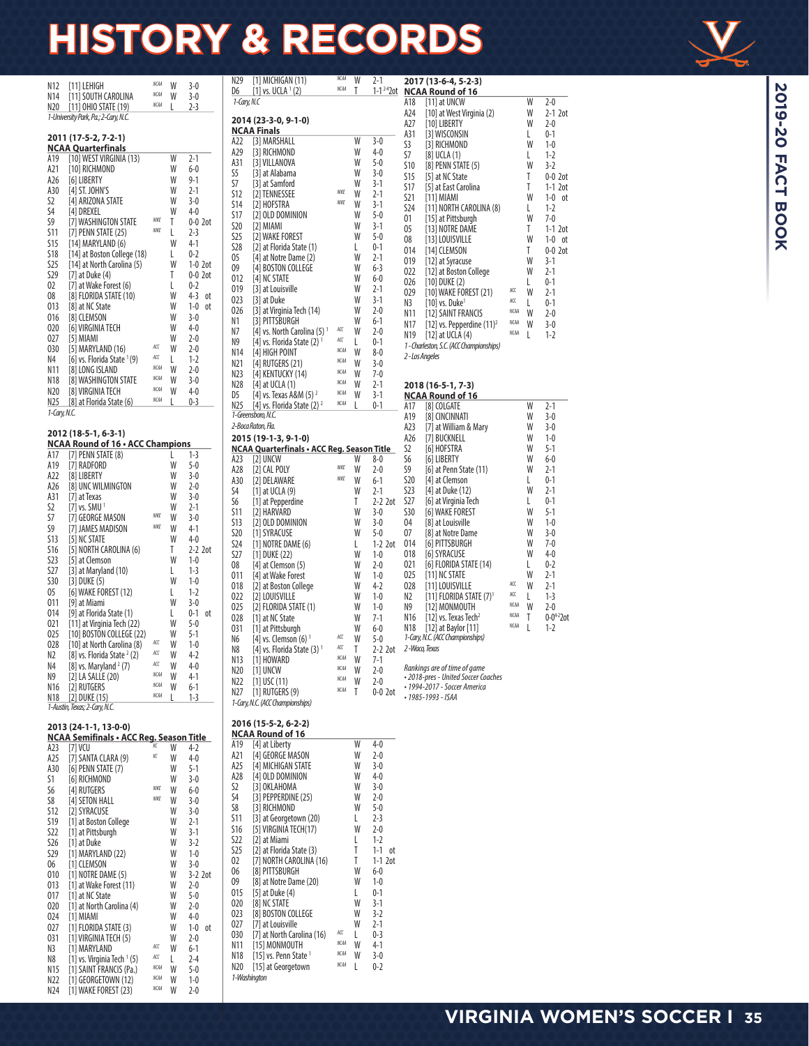# HISTORY & RECORDS

| | | | | |
|---|---|---|---|---|
| N12 | [11] LEHIGH | NCAA | W | 3-0 |
| N14 | [11] SOUTH CAROLINA | NCAA | W | 3-0 |
| N20 | [11] OHIO STATE (19) | NCAA | L | 2-3 |

*1-University Park, Pa.; 2-Cary, N.C.*

### 2011 (17-5-2, 7-2-1)
**NCAA Quarterfinals**

| | | | | |
|---|---|---|---|---|
| A19 | [10] WEST VIRGINIA (13) | | W | 2-1 |
| A21 | [10] RICHMOND | | W | 6-0 |
| A26 | [6] LIBERTY | | W | 9-1 |
| A30 | [4] ST. JOHN'S | | W | 2-1 |
| S2 | [4] ARIZONA STATE | | W | 3-0 |
| S4 | [4] DREXEL | | W | 4-0 |
| S9 | [7] WASHINGTON STATE | NIKE | T | 0-0 2ot |
| S11 | [7] PENN STATE (25) | NIKE | L | 2-3 |
| S15 | [14] MARYLAND (6) | | W | 4-1 |
| S18 | [14] at Boston College (18) | | L | 0-2 |
| S25 | [14] at North Carolina (5) | | W | 1-0 2ot |
| S29 | [7] at Duke (4) | | T | 0-0 2ot |
| O2 | [7] at Wake Forest (6) | | L | 0-2 |
| O8 | [8] FLORIDA STATE (10) | | W | 4-3 ot |
| O13 | [8] at NC State | | W | 1-0 ot |
| O16 | [8] CLEMSON | | W | 3-0 |
| O20 | [6] VIRGINIA TECH | | W | 4-0 |
| O27 | [5] MIAMI | | W | 2-0 |
| O30 | [5] MARYLAND (16) | ACC | W | 2-0 |
| N4 | [6] vs. Florida State [1] (9) | ACC | L | 1-2 |
| N11 | [8] LONG ISLAND | NCAA | W | 2-0 |
| N18 | [8] WASHINGTON STATE | NCAA | W | 3-0 |
| N20 | [8] VIRGINIA TECH | NCAA | W | 4-0 |
| N25 | [8] at Florida State (6) | NCAA | L | 0-3 |

*1-Cary, N.C.*

### 2012 (18-5-1, 6-3-1)
**NCAA Round of 16 • ACC Champions**

| | | | | |
|---|---|---|---|---|
| A17 | [7] PENN STATE (8) | | L | 1-3 |
| A19 | [7] RADFORD | | W | 5-0 |
| A22 | [8] LIBERTY | | W | 3-0 |
| A26 | [8] UNC WILMINGTON | | W | 2-0 |
| A31 | [7] at Texas | | W | 3-0 |
| S2 | [7] vs. SMU [1] | | W | 2-1 |
| S7 | [7] GEORGE MASON | NIKE | W | 3-0 |
| S9 | [7] JAMES MADISON | NIKE | W | 4-1 |
| S13 | [5] NC STATE | | W | 4-0 |
| S16 | [5] NORTH CAROLINA (6) | | T | 2-2 2ot |
| S23 | [5] at Clemson | | W | 1-0 |
| S27 | [3] at Maryland (10) | | L | 1-3 |
| S30 | [3] DUKE (5) | | W | 1-0 |
| O5 | [6] WAKE FOREST (12) | | L | 1-2 |
| O11 | [9] at Miami | | W | 3-0 |
| O14 | [9] at Florida State (1) | | L | 0-1 ot |
| O21 | [11] at Virginia Tech (22) | | W | 5-0 |
| O25 | [10] BOSTON COLLEGE (22) | | W | 5-1 |
| O28 | [10] at North Carolina (8) | ACC | W | 1-0 |
| N2 | [8] vs. Florida State [2] (2) | ACC | W | 4-2 |
| N4 | [8] vs. Maryland [2] (7) | ACC | W | 4-0 |
| N9 | [2] LA SALLE (20) | NCAA | W | 4-1 |
| N16 | [2] RUTGERS | NCAA | W | 6-1 |
| N18 | [2] DUKE (15) | NCAA | L | 1-3 |

*1-Austin, Texas; 2-Cary, N.C.*

### 2013 (24-1-1, 13-0-0)
**NCAA Semifinals • ACC Reg. Season Title**

| | | | | |
|---|---|---|---|---|
| A23 | [7] VCU | KC | W | 4-2 |
| A25 | [7] SANTA CLARA (9) | KC | W | 4-0 |
| A30 | [6] PENN STATE (7) | | W | 5-1 |
| S1 | [6] RICHMOND | | W | 3-0 |
| S6 | [4] RUTGERS | NIKE | W | 6-0 |
| S8 | [4] SETON HALL | NIKE | W | 3-0 |
| S12 | [2] SYRACUSE | | W | 3-0 |
| S19 | [1] at Boston College | | W | 2-1 |
| S22 | [1] at Pittsburgh | | W | 3-1 |
| S26 | [1] at Duke | | W | 3-2 |
| S29 | [1] MARYLAND (22) | | W | 1-0 |
| O6 | [1] CLEMSON | | W | 3-0 |
| O10 | [1] NOTRE DAME (5) | | W | 3-2 2ot |
| O13 | [1] at Wake Forest (11) | | W | 2-0 |
| O17 | [1] at NC State | | W | 5-0 |
| O20 | [1] at North Carolina (4) | | W | 2-0 |
| O24 | [1] MIAMI | | W | 4-0 |
| O27 | [1] FLORIDA STATE (3) | | W | 1-0 ot |
| O31 | [1] VIRGINIA TECH (5) | | W | 2-0 |
| N3 | [1] MARYLAND | ACC | W | 6-1 |
| N8 | [1] vs. Virginia Tech [1] (5) | ACC | L | 2-4 |
| N15 | [1] SAINT FRANCIS (Pa.) | NCAA | W | 5-0 |
| N22 | [1] GEORGETOWN (12) | NCAA | W | 1-0 |
| N24 | [1] WAKE FOREST (23) | NCAA | W | 2-0 |
| N29 | [1] MICHIGAN (11) | NCAA | W | 2-1 |
| D6 | [1] vs. UCLA [1] (2) | NCAA | T | 1-1 [2-4]2ot |

*1-Cary, N.C*

### 2014 (23-3-0, 9-1-0)
**NCAA Finals**

| | | | | |
|---|---|---|---|---|
| A22 | [3] MARSHALL | | W | 3-0 |
| A29 | [3] RICHMOND | | W | 4-0 |
| A31 | [3] VILLANOVA | | W | 5-0 |
| S5 | [3] at Alabama | | W | 3-0 |
| S7 | [3] at Samford | | W | 3-1 |
| S12 | [2] TENNESSEE | NIKE | W | 2-1 |
| S14 | [2] HOFSTRA | NIKE | W | 3-1 |
| S17 | [2] OLD DOMINION | | W | 5-0 |
| S20 | [2] MIAMI | | W | 3-1 |
| S25 | [2] WAKE FOREST | | W | 5-0 |
| S28 | [2] at Florida State (1) | | L | 0-1 |
| O5 | [4] at Notre Dame (2) | | W | 2-1 |
| O9 | [4] BOSTON COLLEGE | | W | 6-3 |
| O12 | [4] NC STATE | | W | 6-0 |
| O19 | [3] at Louisville | | W | 2-1 |
| O23 | [3] at Duke | | W | 3-1 |
| O26 | [3] at Virginia Tech (14) | | W | 2-0 |
| N1 | [3] PITTSBURGH | | W | 6-1 |
| N7 | [4] vs. North Carolina (5) [1] | ACC | W | 2-0 |
| N9 | [4] vs. Florida State (2) [1] | ACC | L | 0-1 |
| N14 | [4] HIGH POINT | NCAA | W | 8-0 |
| N21 | [4] RUTGERS (21) | NCAA | W | 3-0 |
| N23 | [4] KENTUCKY (14) | NCAA | W | 7-0 |
| N28 | [4] at UCLA (1) | NCAA | W | 2-1 |
| D5 | [4] vs. Texas A&M (5) [2] | NCAA | W | 3-1 |
| N25 | [4] vs. Florida State (2) [2] | NCAA | L | 0-1 |

*1-Greensboro, N.C.*
*2-Boca Raton, Fla.*

### 2015 (19-1-3, 9-1-0)
**NCAA Quarterfinals • ACC Reg. Season Title**

| | | | | |
|---|---|---|---|---|
| A23 | [2] UNCW | | W | 8-0 |
| A28 | [2] CAL POLY | NIKE | W | 2-0 |
| A30 | [2] DELAWARE | NIKE | W | 6-1 |
| S4 | [1] at UCLA (9) | | W | 2-1 |
| S6 | [1] at Pepperdine | | T | 2-2 2ot |
| S11 | [2] HARVARD | | W | 3-0 |
| S13 | [2] OLD DOMINION | | W | 3-0 |
| S20 | [1] SYRACUSE | | W | 5-0 |
| S24 | [1] NOTRE DAME (6) | | L | 1-2 2ot |
| S27 | [1] DUKE (22) | | W | 1-0 |
| O8 | [4] at Clemson (5) | | W | 2-0 |
| O11 | [4] at Wake Forest | | W | 1-0 |
| O18 | [2] at Boston College | | W | 4-2 |
| O22 | [2] LOUISVILLE | | W | 1-0 |
| O25 | [2] FLORIDA STATE (1) | | W | 1-0 |
| O28 | [1] at NC State | | W | 7-1 |
| O31 | [1] at Pittsburgh | | W | 6-0 |
| N6 | [4] vs. Clemson (6) [1] | ACC | W | 5-0 |
| N8 | [4] vs. Florida State (3) [1] | ACC | T | 2-2 2ot |
| N13 | [1] HOWARD | NCAA | W | 7-1 |
| N20 | [1] UNCW | NCAA | W | 2-0 |
| N22 | [1] USC (11) | NCAA | W | 2-0 |
| N27 | [1] RUTGERS (9) | NCAA | T | 0-0 2ot |

*1-Cary, N.C. (ACC Championships)*

### 2016 (15-5-2, 6-2-2)
**NCAA Round of 16**

| | | | | |
|---|---|---|---|---|
| A19 | [4] at Liberty | | W | 4-0 |
| A21 | [4] GEORGE MASON | | W | 2-0 |
| A25 | [4] MICHIGAN STATE | | W | 3-0 |
| A28 | [4] OLD DOMINION | | W | 4-0 |
| S2 | [3] OKLAHOMA | | W | 3-0 |
| S4 | [3] PEPPERDINE (25) | | W | 2-0 |
| S8 | [3] RICHMOND | | W | 5-0 |
| S11 | [3] at Georgetown (20) | | L | 2-3 |
| S16 | [5] VIRGINIA TECH(17) | | W | 2-0 |
| S22 | [2] at Miami | | L | 1-2 |
| S25 | [2] at Florida State (3) | | T | 1-1 ot |
| O2 | [7] NORTH CAROLINA (16) | | T | 1-1 2ot |
| O6 | [8] PITTSBURGH | | W | 6-0 |
| O9 | [8] at Notre Dame (20) | | W | 1-0 |
| O15 | [5] at Duke (4) | | L | 0-1 |
| O20 | [8] NC STATE | | W | 3-1 |
| O23 | [8] BOSTON COLLEGE | | W | 3-2 |
| O27 | [7] at Louisville | | W | 2-1 |
| O30 | [7] at North Carolina (16) | ACC | L | 0-3 |
| N11 | [15] MONMOUTH | NCAA | W | 4-1 |
| N18 | [15] vs. Penn State [1] | NCAA | W | 3-0 |
| N20 | [15] at Georgetown | NCAA | L | 0-2 |

*1-Washington*

### 2017 (13-6-4, 5-2-3)
**NCAA Round of 16**

| | | | | |
|---|---|---|---|---|
| A18 | [11] at UNCW | | W | 2-0 |
| A24 | [10] at West Virginia (2) | | W | 2-1 2ot |
| A27 | [10] LIBERTY | | W | 2-0 |
| A31 | [3] WISCONSIN | | L | 0-1 |
| S3 | [3] RICHMOND | | W | 1-0 |
| S7 | [8] UCLA (1) | | L | 1-2 |
| S10 | [8] PENN STATE (5) | | W | 3-2 |
| S15 | [5] at NC State | | T | 0-0 2ot |
| S17 | [5] at East Carolina | | T | 1-1 2ot |
| S21 | [11] MIAMI | | W | 1-0 ot |
| S24 | [11] NORTH CAROLINA (8) | | L | 1-2 |
| O1 | [15] at Pittsburgh | | W | 7-0 |
| O5 | [13] NOTRE DAME | | T | 1-1 2ot |
| O8 | [13] LOUISVILLE | | W | 1-0 ot |
| O14 | [14] CLEMSON | | T | 0-0 2ot |
| O19 | [12] at Syracuse | | W | 3-1 |
| O22 | [12] at Boston College | | W | 2-1 |
| O26 | [10] DUKE (2) | | L | 0-1 |
| O29 | [10] WAKE FOREST (21) | ACC | W | 2-1 |
| N3 | [10] vs. Duke [1] | ACC | L | 0-1 |
| N11 | [12] SAINT FRANCIS | NCAA | W | 2-0 |
| N17 | [12] vs. Pepperdine (11) [2] | NCAA | W | 3-0 |
| N19 | [12] at UCLA (4) | NCAA | L | 1-2 |

*1 - Charleston, S.C. (ACC Championships)*
*2 - Los Angeles*

### 2018 (16-5-1, 7-3)
**NCAA Round of 16**

| | | | | |
|---|---|---|---|---|
| A17 | [8] COLGATE | | W | 2-1 |
| A19 | [8] CINCINNATI | | W | 3-0 |
| A23 | [7] at William & Mary | | W | 3-0 |
| A26 | [7] BUCKNELL | | W | 1-0 |
| S2 | [6] HOFSTRA | | W | 5-1 |
| S6 | [6] LIBERTY | | W | 6-0 |
| S9 | [6] at Penn State (11) | | W | 2-1 |
| S20 | [4] at Clemson | | L | 0-1 |
| S23 | [4] at Duke (12) | | W | 2-1 |
| S27 | [6] at Virginia Tech | | L | 0-1 |
| S30 | [6] WAKE FOREST | | W | 5-1 |
| O4 | [8] at Louisville | | W | 1-0 |
| O7 | [8] at Notre Dame | | W | 3-0 |
| O14 | [6] PITTSBURGH | | W | 7-0 |
| O18 | [6] SYRACUSE | | W | 4-0 |
| O21 | [6] FLORIDA STATE (14) | | L | 0-2 |
| O25 | [11] NC STATE | | W | 2-1 |
| O28 | [11] LOUISVILLE | ACC | W | 2-1 |
| N2 | [11] FLORIDA STATE (7)[1] | ACC | L | 1-3 |
| N9 | [12] MONMOUTH | NCAA | W | 2-0 |
| N16 | [12] vs. Texas Tech[2] | NCAA | T | 0-0[4-2]2ot |
| N18 | [12] at Baylor [11] | NCAA | L | 1-2 |

*1-Cary, N.C. (ACC Championships)*
*2 -Waco, Texas*

*Rankings are of time of game*
*• 2018-pres - United Soccer Coaches*
*• 1994-2017 - Soccer America*
*• 1985-1993 - ISAA*